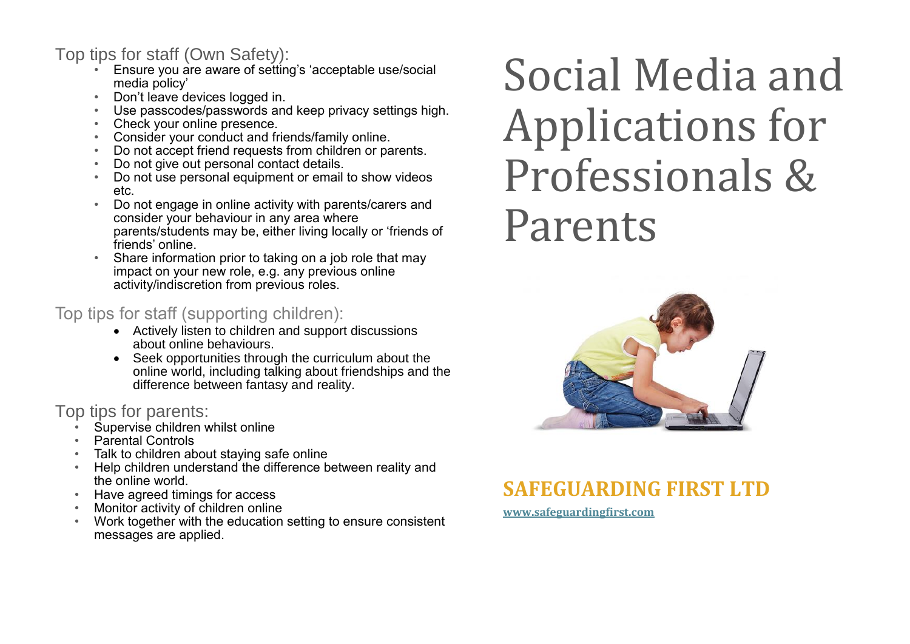## Top tips for staff (Own Safety):

- Ensure you are aware of setting's 'acceptable use/social media policy'
- Don't leave devices logged in.
- Use passcodes/passwords and keep privacy settings high.
- Check your online presence.
- Consider your conduct and friends/family online.
- Do not accept friend requests from children or parents.
- Do not give out personal contact details.
- Do not use personal equipment or email to show videos etc.
- Do not engage in online activity with parents/carers and consider your behaviour in any area where parents/students may be, either living locally or 'friends of friends' online.
- Share information prior to taking on a job role that may impact on your new role, e.g. any previous online activity/indiscretion from previous roles.

## Top tips for staff (supporting children):

- Actively listen to children and support discussions about online behaviours.
- Seek opportunities through the curriculum about the online world, including talking about friendships and the difference between fantasy and reality.

## Top tips for parents:

- Supervise children whilst online
- Parental Controls
- Talk to children about staying safe online
- Help children understand the difference between reality and the online world.
- Have agreed timings for access
- Monitor activity of children online
- Work together with the education setting to ensure consistent messages are applied.

# Social Media and Applications for Professionals & Parents

**SAFEGUARDING FIRST LTD**

www.safeguardingfirst.com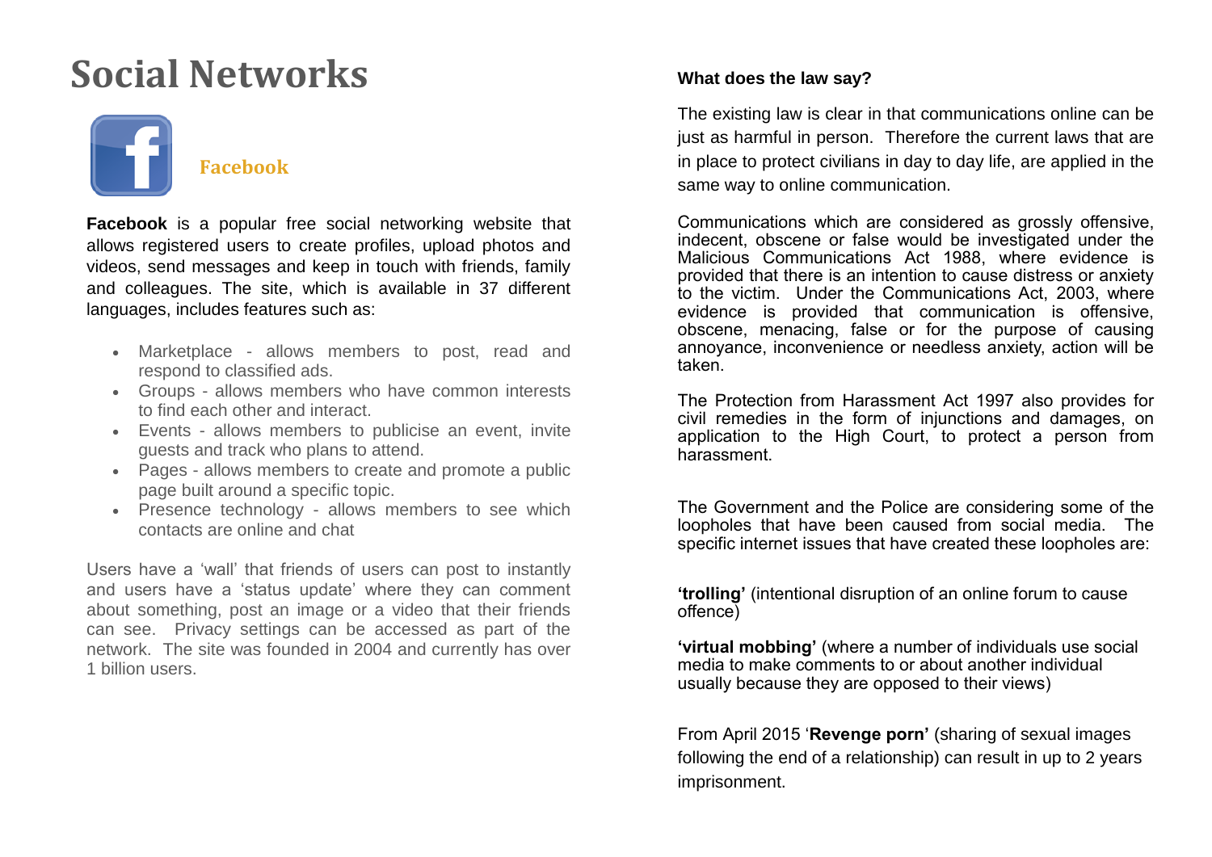# Social Networks

### Facebook

**Facebook** is a popular free social networking website that allows registered users to create profiles, upload photos and videos, send messages and keep in touch with friends, family and colleagues. The site, which is available in 37 different languages, includes features such as:

- Marketplace - allows members to post, read and respond to classified ads.
- Groups - allows members who have common interests to find each other and interact.
- Events - allows members to publicise an event, invite guests and track who plans to attend.
- Pages - allows members to create and promote a public page built around a specific topic.
- Presence technology - allows members to see which contacts are online and chat

Users have a 'wall' that friends of users can post to instantly and users have a 'status update' where they can comment about something, post an image or a video that their friends can see. Privacy settings can be accessed as part of the network. The site was founded in 2004 and currently has over 1 billion users.

**What does the law say?**

The existing law is clear in that communications online can be just as harmful in person. Therefore the current laws that are in place to protect civilians in day to day life, are applied in the same way to online communication.

Communications which are considered as grossly offensive, indecent, obscene or false would be investigated under the Malicious Communications Act 1988, where evidence is provided that there is an intention to cause distress or anxiety to the victim. Under the Communications Act, 2003, where evidence is provided that communication is offensive, obscene, menacing, false or for the purpose of causing annoyance, inconvenience or needless anxiety, action will be taken.

The Protection from Harassment Act 1997 also provides for civil remedies in the form of injunctions and damages, on application to the High Court, to protect a person from harassment.

The Government and the Police are considering some of the loopholes that have been caused from social media. The specific internet issues that have created these loopholes are:

**'trolling'** (intentional disruption of an online forum to cause offence)

**'virtual mobbing'** (where a number of individuals use social media to make comments to or about another individual usually because they are opposed to their views)

From April 2015 '**Revenge porn'** (sharing of sexual images following the end of a relationship) can result in up to 2 years imprisonment.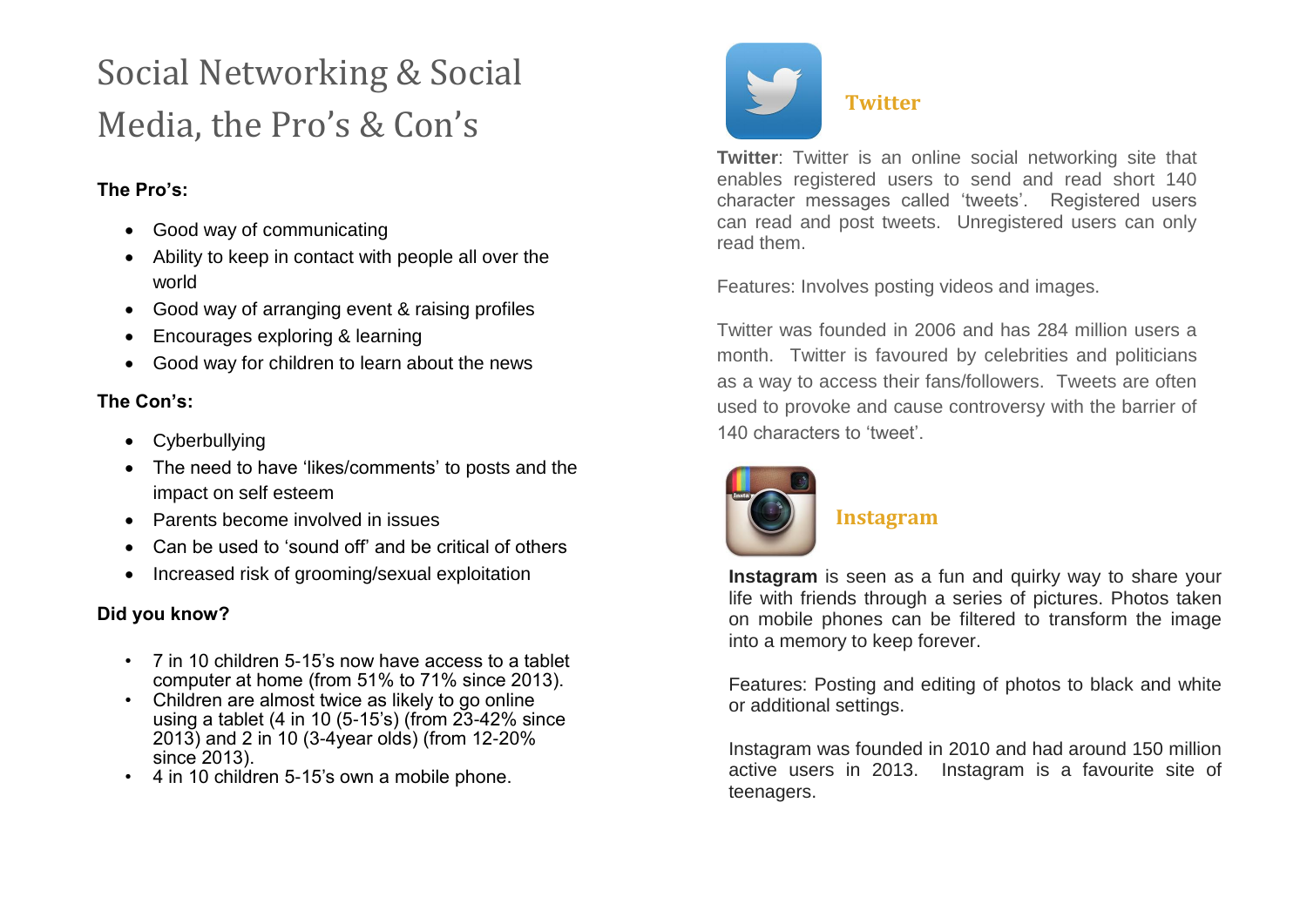# Social Networking & Social Media, the Pro's & Con's

**The Pro's:**

- Good way of communicating
- Ability to keep in contact with people all over the world
- Good way of arranging event & raising profiles
- Encourages exploring & learning
- Good way for children to learn about the news

**The Con's:**

- Cyberbullying
- The need to have 'likes/comments' to posts and the impact on self esteem
- Parents become involved in issues
- Can be used to 'sound off' and be critical of others
- Increased risk of grooming/sexual exploitation

**Did you know?**

- 7 in 10 children 5-15's now have access to a tablet computer at home (from 51% to 71% since 2013).
- Children are almost twice as likely to go online using a tablet (4 in 10 (5-15's) (from 23-42% since 2013) and 2 in 10 (3-4year olds) (from 12-20% since 2013).
- 4 in 10 children 5-15's own a mobile phone.

## Twitter

**Twitter**: Twitter is an online social networking site that enables registered users to send and read short 140 character messages called 'tweets'. Registered users can read and post tweets. Unregistered users can only read them.

Features: Involves posting videos and images.

Twitter was founded in 2006 and has 284 million users a month. Twitter is favoured by celebrities and politicians as a way to access their fans/followers. Tweets are often used to provoke and cause controversy with the barrier of 140 characters to 'tweet'.

## Instagram

**Instagram** is seen as a fun and quirky way to share your life with friends through a series of pictures. Photos taken on mobile phones can be filtered to transform the image into a memory to keep forever.

Features: Posting and editing of photos to black and white or additional settings.

Instagram was founded in 2010 and had around 150 million active users in 2013. Instagram is a favourite site of teenagers.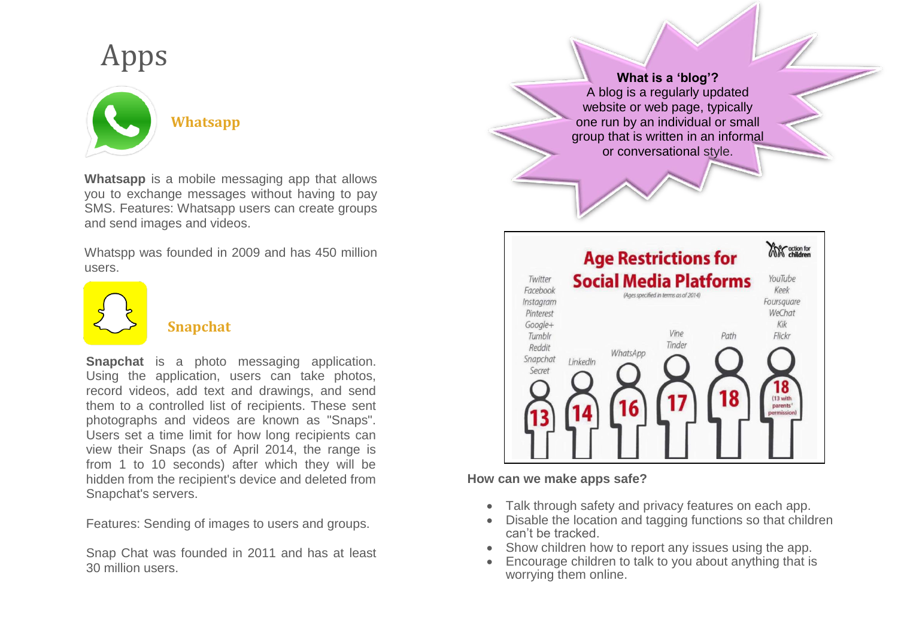# Apps

## Whatsapp

**Whatsapp** is a mobile messaging app that allows you to exchange messages without having to pay SMS. Features: Whatsapp users can create groups and send images and videos.

Whatspp was founded in 2009 and has 450 million users.

## Snapchat

**Snapchat** is a photo messaging application. Using the application, users can take photos, record videos, add text and drawings, and send them to a controlled list of recipients. These sent photographs and videos are known as "Snaps". Users set a time limit for how long recipients can view their Snaps (as of April 2014, the range is from 1 to 10 seconds) after which they will be hidden from the recipient's device and deleted from Snapchat's servers.

Features: Sending of images to users and groups.

Snap Chat was founded in 2011 and has at least 30 million users.

**What is a 'blog'?**
A blog is a regularly updated website or web page, typically one run by an individual or small group that is written in an informal or conversational style.

**Age Restrictions for Social Media Platforms**
(Ages specified in terms as of 2014)

| Age | Platforms |
|---|---|
| 13 | Twitter, Facebook, Instagram, Pinterest, Google+, Tumblr, Reddit, Snapchat, Secret |
| 14 | LinkedIn |
| 16 | WhatsApp |
| 17 | Vine, Tinder |
| 18 | Path |
| 18 (13 with parents' permission) | YouTube, Keek, Foursquare, WeChat, Kik, Flickr |

action for children

**How can we make apps safe?**

- Talk through safety and privacy features on each app.
- Disable the location and tagging functions so that children can't be tracked.
- Show children how to report any issues using the app.
- Encourage children to talk to you about anything that is worrying them online.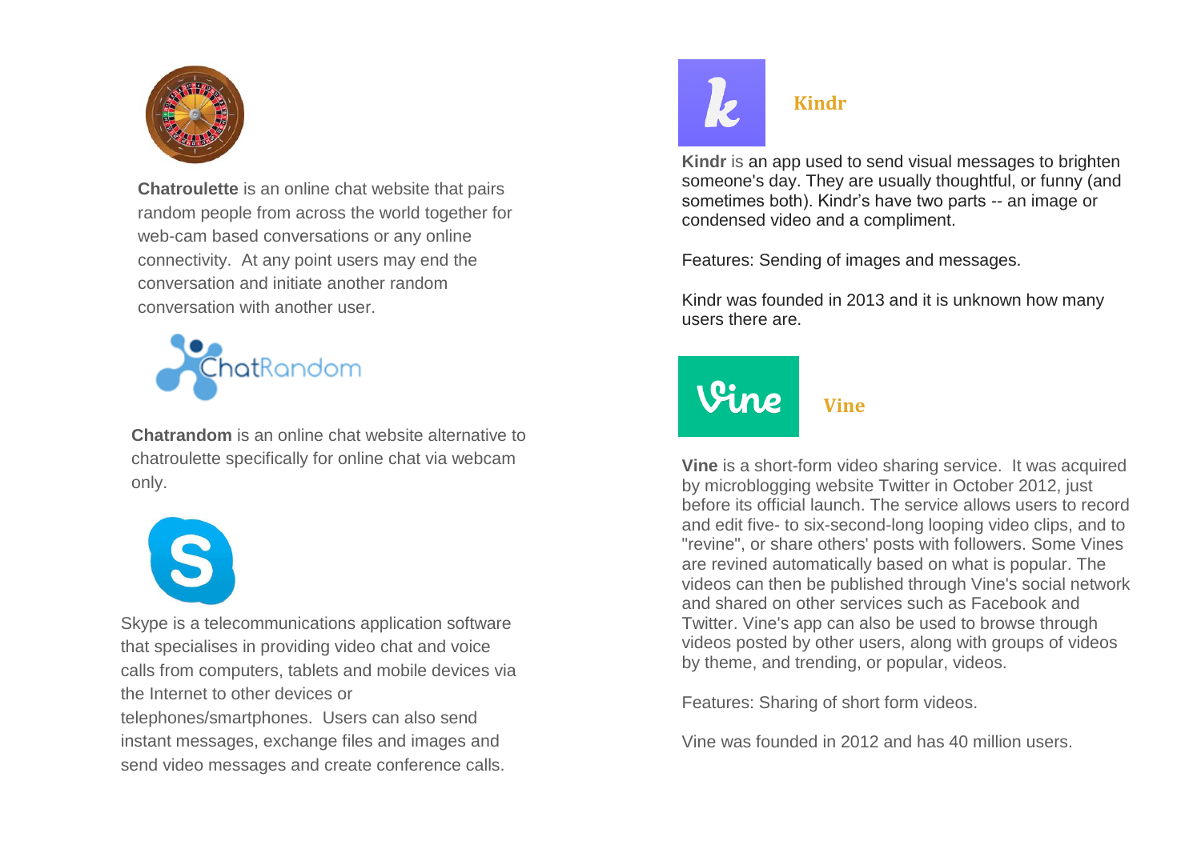**Chatroulette** is an online chat website that pairs random people from across the world together for web-cam based conversations or any online connectivity. At any point users may end the conversation and initiate another random conversation with another user.

**Chatrandom** is an online chat website alternative to chatroulette specifically for online chat via webcam only.

Skype is a telecommunications application software that specialises in providing video chat and voice calls from computers, tablets and mobile devices via the Internet to other devices or telephones/smartphones. Users can also send instant messages, exchange files and images and send video messages and create conference calls.

### Kindr

**Kindr** is an app used to send visual messages to brighten someone's day. They are usually thoughtful, or funny (and sometimes both). Kindr's have two parts -- an image or condensed video and a compliment.

Features: Sending of images and messages.

Kindr was founded in 2013 and it is unknown how many users there are.

### Vine

**Vine** is a short-form video sharing service. It was acquired by microblogging website Twitter in October 2012, just before its official launch. The service allows users to record and edit five- to six-second-long looping video clips, and to "revine", or share others' posts with followers. Some Vines are revined automatically based on what is popular. The videos can then be published through Vine's social network and shared on other services such as Facebook and Twitter. Vine's app can also be used to browse through videos posted by other users, along with groups of videos by theme, and trending, or popular, videos.

Features: Sharing of short form videos.

Vine was founded in 2012 and has 40 million users.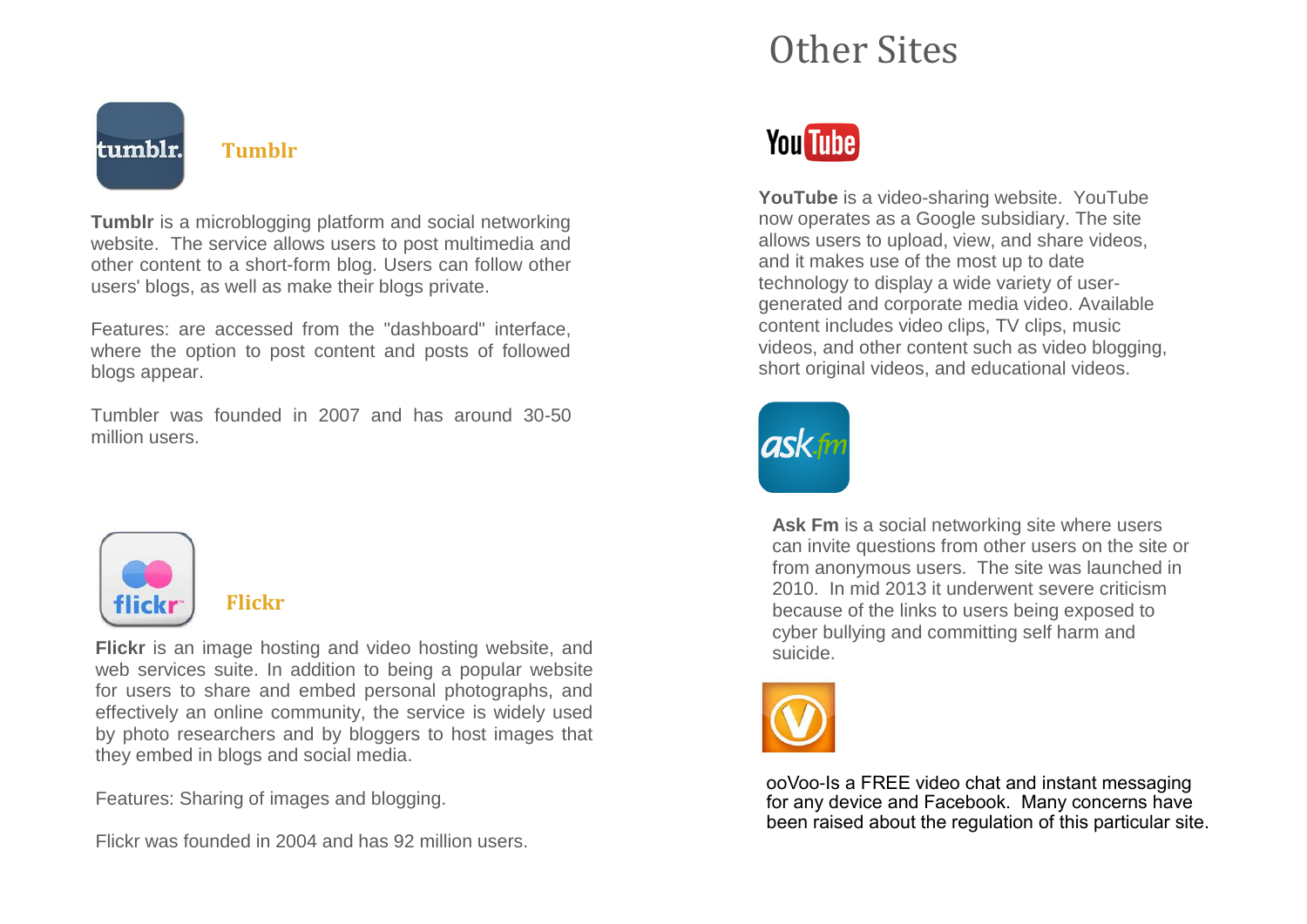## Tumblr

**Tumblr** is a microblogging platform and social networking website. The service allows users to post multimedia and other content to a short-form blog. Users can follow other users' blogs, as well as make their blogs private.

Features: are accessed from the "dashboard" interface, where the option to post content and posts of followed blogs appear.

Tumbler was founded in 2007 and has around 30-50 million users.

## Flickr

**Flickr** is an image hosting and video hosting website, and web services suite. In addition to being a popular website for users to share and embed personal photographs, and effectively an online community, the service is widely used by photo researchers and by bloggers to host images that they embed in blogs and social media.

Features: Sharing of images and blogging.

Flickr was founded in 2004 and has 92 million users.

# Other Sites

**YouTube** is a video-sharing website. YouTube now operates as a Google subsidiary. The site allows users to upload, view, and share videos, and it makes use of the most up to date technology to display a wide variety of user-generated and corporate media video. Available content includes video clips, TV clips, music videos, and other content such as video blogging, short original videos, and educational videos.

**Ask Fm** is a social networking site where users can invite questions from other users on the site or from anonymous users. The site was launched in 2010. In mid 2013 it underwent severe criticism because of the links to users being exposed to cyber bullying and committing self harm and suicide.

ooVoo-Is a FREE video chat and instant messaging for any device and Facebook. Many concerns have been raised about the regulation of this particular site.